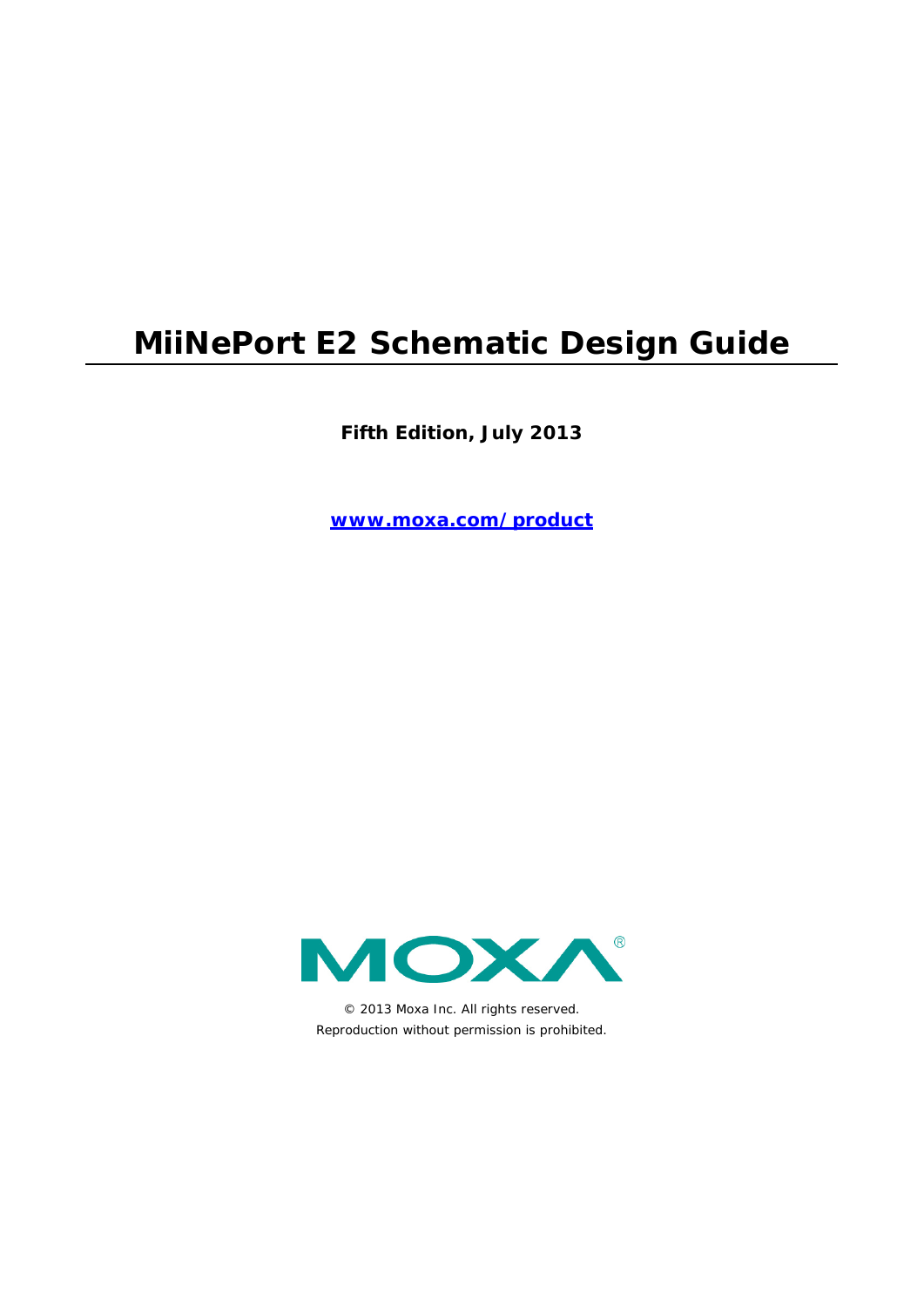# MiiNePort E2 Schematic Design Guide

**Fifth Edition, July 2013**

**www.moxa.com/product**

MOXA®

© 2013 Moxa Inc. All rights reserved.

Reproduction without permission is prohibited.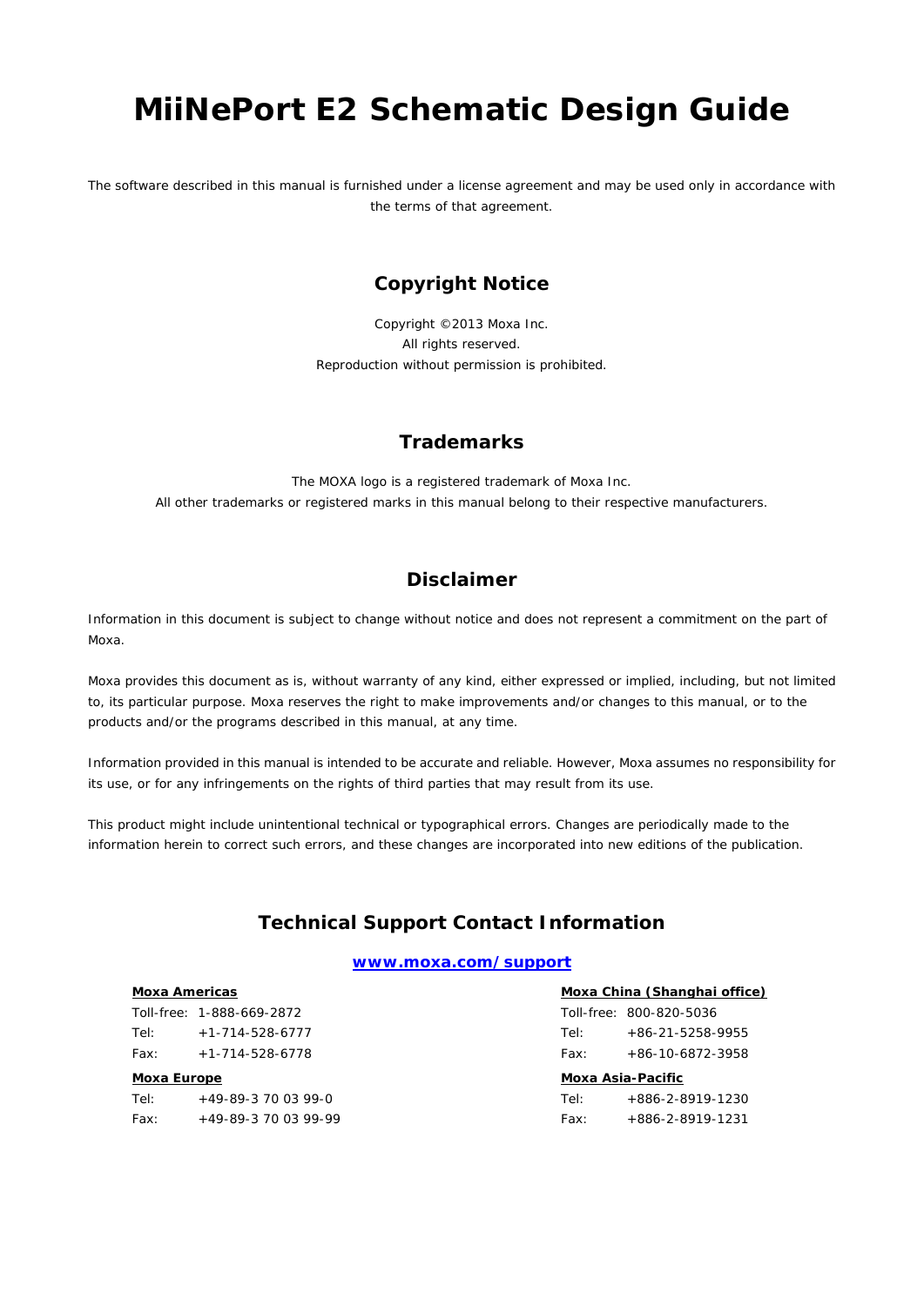# MiiNePort E2 Schematic Design Guide

The software described in this manual is furnished under a license agreement and may be used only in accordance with the terms of that agreement.

## Copyright Notice

Copyright ©2013 Moxa Inc.
All rights reserved.
Reproduction without permission is prohibited.

## Trademarks

The MOXA logo is a registered trademark of Moxa Inc.
All other trademarks or registered marks in this manual belong to their respective manufacturers.

## Disclaimer

Information in this document is subject to change without notice and does not represent a commitment on the part of Moxa.

Moxa provides this document as is, without warranty of any kind, either expressed or implied, including, but not limited to, its particular purpose. Moxa reserves the right to make improvements and/or changes to this manual, or to the products and/or the programs described in this manual, at any time.

Information provided in this manual is intended to be accurate and reliable. However, Moxa assumes no responsibility for its use, or for any infringements on the rights of third parties that may result from its use.

This product might include unintentional technical or typographical errors. Changes are periodically made to the information herein to correct such errors, and these changes are incorporated into new editions of the publication.

## Technical Support Contact Information

**www.moxa.com/support**

**Moxa Americas**

Toll-free: 1-888-669-2872
Tel: +1-714-528-6777
Fax: +1-714-528-6778

**Moxa Europe**

Tel: +49-89-3 70 03 99-0
Fax: +49-89-3 70 03 99-99

**Moxa China (Shanghai office)**

Toll-free: 800-820-5036
Tel: +86-21-5258-9955
Fax: +86-10-6872-3958

**Moxa Asia-Pacific**

Tel: +886-2-8919-1230
Fax: +886-2-8919-1231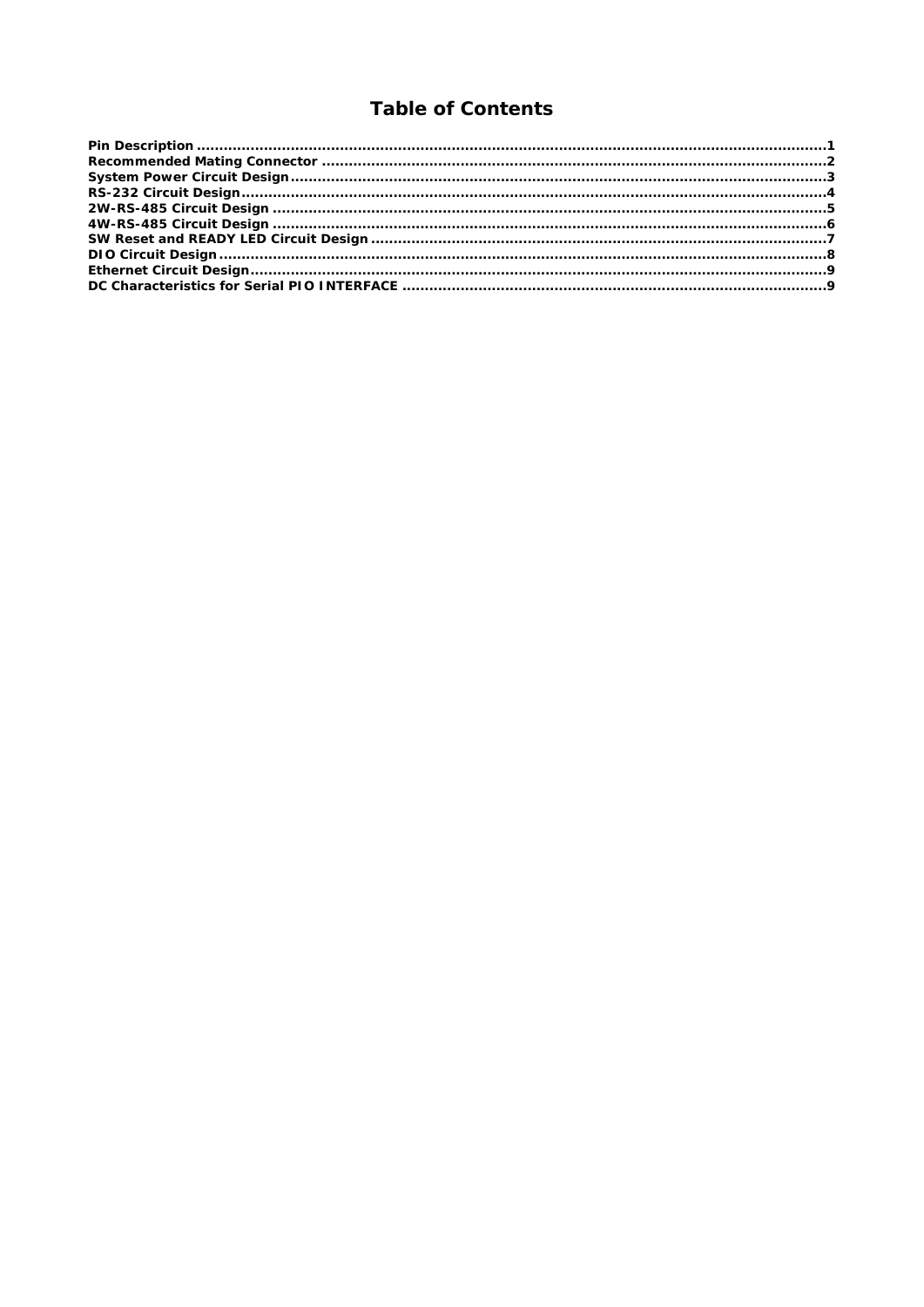# Table of Contents

**Pin Description** ........................................................................................................................................1
**Recommended Mating Connector** ..............................................................................................................2
**System Power Circuit Design**.....................................................................................................................3
**RS-232 Circuit Design**................................................................................................................................4
**2W-RS-485 Circuit Design** .........................................................................................................................5
**4W-RS-485 Circuit Design** ..........................................................................................................................6
**SW Reset and READY LED Circuit Design** ..................................................................................................7
**DIO Circuit Design**.....................................................................................................................................8
**Ethernet Circuit Design**..............................................................................................................................9
**DC Characteristics for Serial PIO INTERFACE** ...........................................................................................9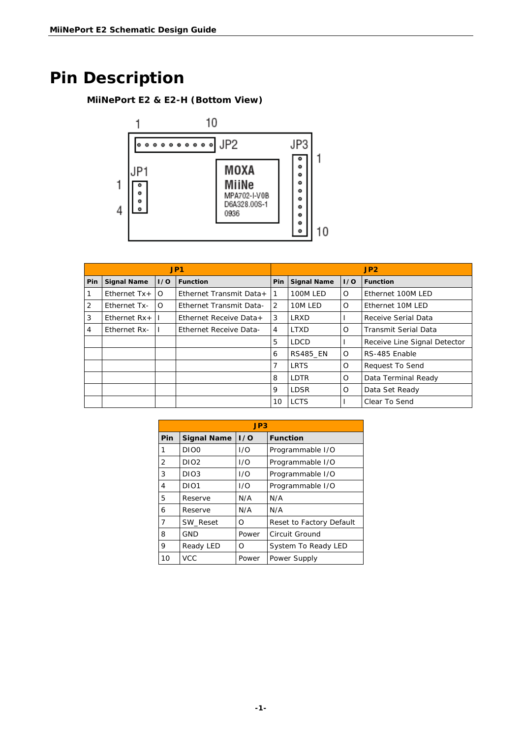# Pin Description

### MiiNePort E2 & E2-H (Bottom View)

| JP1 | | | | JP2 | | | |
|---|---|---|---|---|---|---|---|
| **Pin** | **Signal Name** | **I/O** | **Function** | **Pin** | **Signal Name** | **I/O** | **Function** |
| 1 | Ethernet Tx+ | O | Ethernet Transmit Data+ | 1 | 100M LED | O | Ethernet 100M LED |
| 2 | Ethernet Tx- | O | Ethernet Transmit Data- | 2 | 10M LED | O | Ethernet 10M LED |
| 3 | Ethernet Rx+ | I | Ethernet Receive Data+ | 3 | LRXD | I | Receive Serial Data |
| 4 | Ethernet Rx- | I | Ethernet Receive Data- | 4 | LTXD | O | Transmit Serial Data |
| | | | | 5 | LDCD | I | Receive Line Signal Detector |
| | | | | 6 | RS485_EN | O | RS-485 Enable |
| | | | | 7 | LRTS | O | Request To Send |
| | | | | 8 | LDTR | O | Data Terminal Ready |
| | | | | 9 | LDSR | O | Data Set Ready |
| | | | | 10 | LCTS | I | Clear To Send |

| JP3 | | | |
|---|---|---|---|
| **Pin** | **Signal Name** | **I/O** | **Function** |
| 1 | DIO0 | I/O | Programmable I/O |
| 2 | DIO2 | I/O | Programmable I/O |
| 3 | DIO3 | I/O | Programmable I/O |
| 4 | DIO1 | I/O | Programmable I/O |
| 5 | Reserve | N/A | N/A |
| 6 | Reserve | N/A | N/A |
| 7 | SW_Reset | O | Reset to Factory Default |
| 8 | GND | Power | Circuit Ground |
| 9 | Ready LED | O | System To Ready LED |
| 10 | VCC | Power | Power Supply |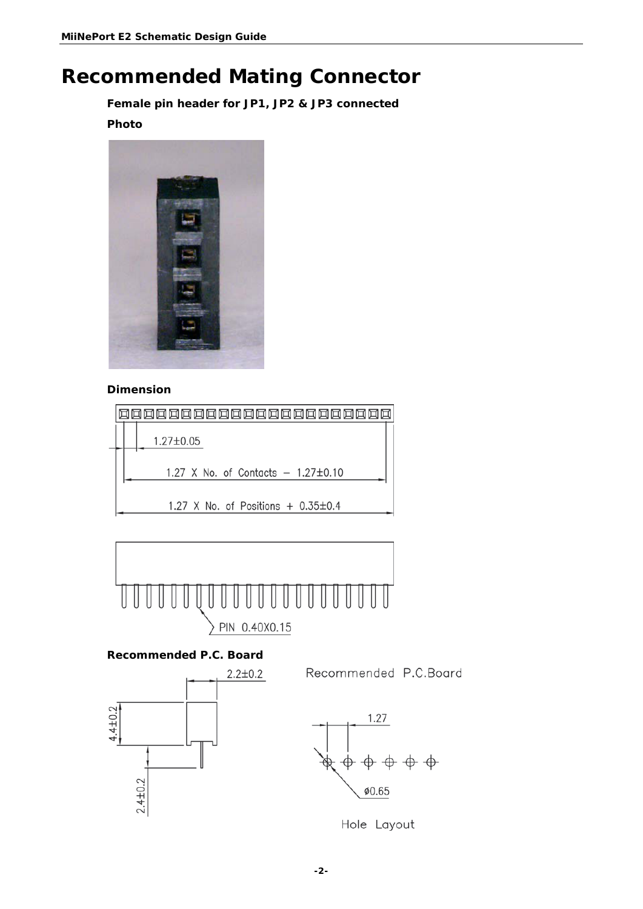# Recommended Mating Connector

**Female pin header for JP1, JP2 & JP3 connected**

**Photo**

**Dimension**

1.27±0.05

1.27 X No. of Contacts − 1.27±0.10

1.27 X No. of Positions + 0.35±0.4

PIN 0.40X0.15

**Recommended P.C. Board**

2.2±0.2

4.4±0.2

2.4±0.2

Recommended P.C.Board

1.27

ø0.65

Hole Layout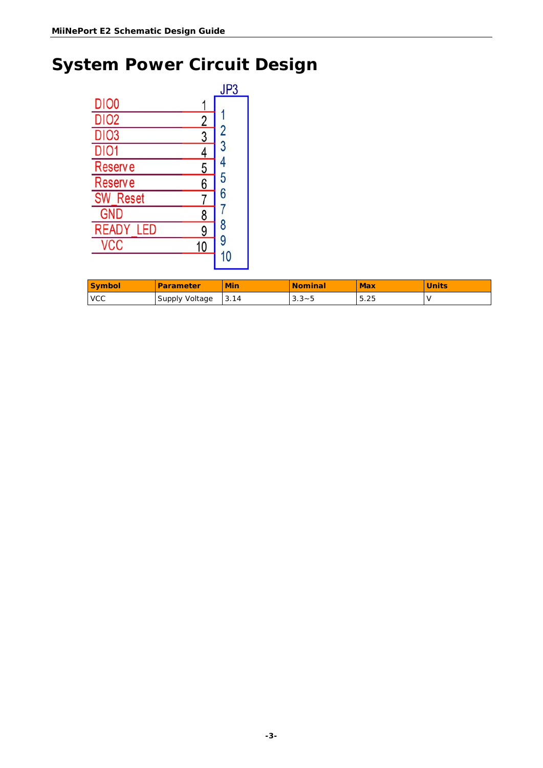# System Power Circuit Design

JP3

| Signal | Pin |
|---|---|
| DIO0 | 1 |
| DIO2 | 2 |
| DIO3 | 3 |
| DIO1 | 4 |
| Reserve | 5 |
| Reserve | 6 |
| SW_Reset | 7 |
| GND | 8 |
| READY_LED | 9 |
| VCC | 10 |

| Symbol | Parameter | Min | Nominal | Max | Units |
|---|---|---|---|---|---|
| VCC | Supply Voltage | 3.14 | 3.3~5 | 5.25 | V |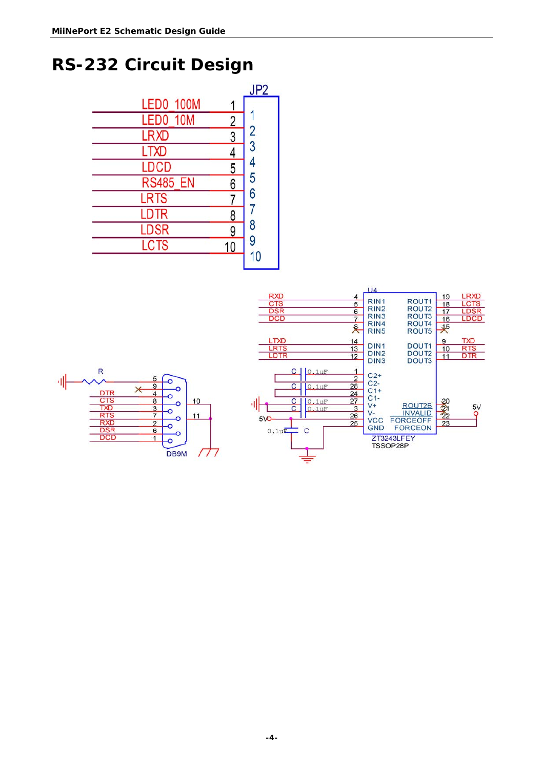# RS-232 Circuit Design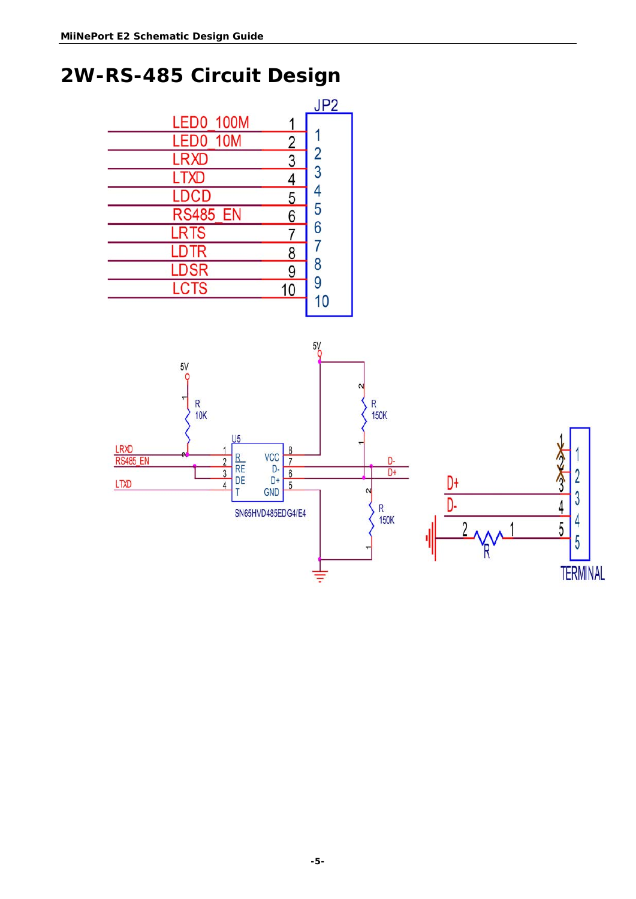# 2W-RS-485 Circuit Design

JP2

| Signal | Pin |
|---|---|
| LED0_100M | 1 |
| LED0_10M | 2 |
| LRXD | 3 |
| LTXD | 4 |
| LDCD | 5 |
| RS485_EN | 6 |
| LRTS | 7 |
| LDTR | 8 |
| LDSR | 9 |
| LCTS | 10 |

5V

R 10K

U5

LRXD

RS485_EN

LTXD

| Pin | Name | Name | Pin |
|---|---|---|---|
| 1 | R | VCC | 8 |
| 2 | RE | D- | 7 |
| 3 | DE | D+ | 6 |
| 4 | T | GND | 5 |

SN65HVD485EDG4/E4

5V

R 150K

D-

D+

R 150K

D+

D-

R

TERMINAL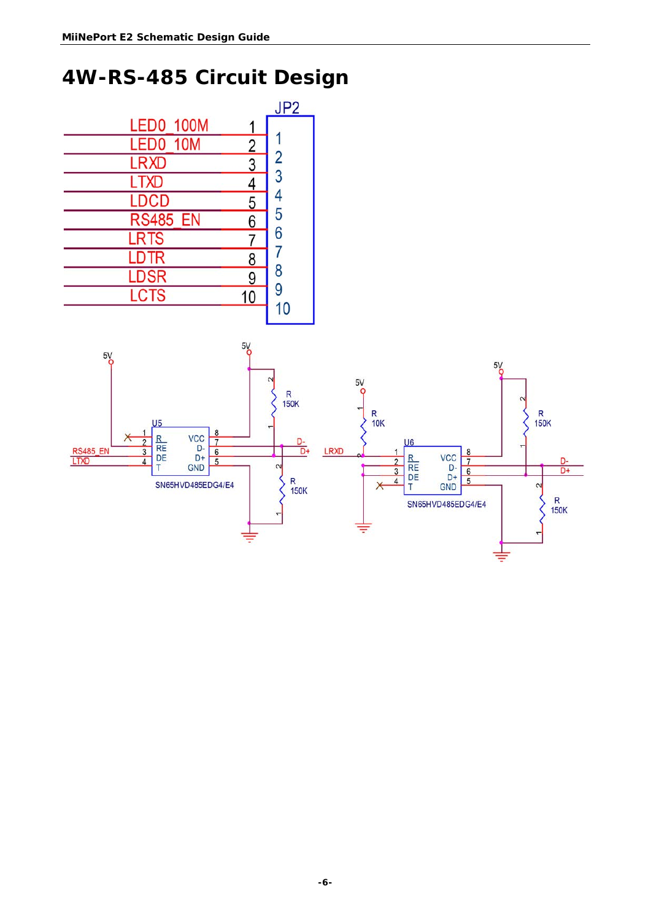# 4W-RS-485 Circuit Design

JP2

| Signal | Pin |
|---|---|
| LED0_100M | 1 |
| LED0_10M | 2 |
| LRXD | 3 |
| LTXD | 4 |
| LDCD | 5 |
| RS485_EN | 6 |
| LRTS | 7 |
| LDTR | 8 |
| LDSR | 9 |
| LCTS | 10 |

U5: SN65HVD485EDG4/E4 — pins: 1 R, 2 RE, 3 DE, 4 T, 5 GND, 6 D+, 7 D-, 8 VCC; signals: RS485_EN, LTXD, 5V, D-, D+; resistors R 150K, R 150K.

U6: SN65HVD485EDG4/E4 — pins: 1 R, 2 RE, 3 DE, 4 T, 5 GND, 6 D+, 7 D-, 8 VCC; signals: LRXD, 5V, D-, D+; resistors R 10K, R 150K, R 150K.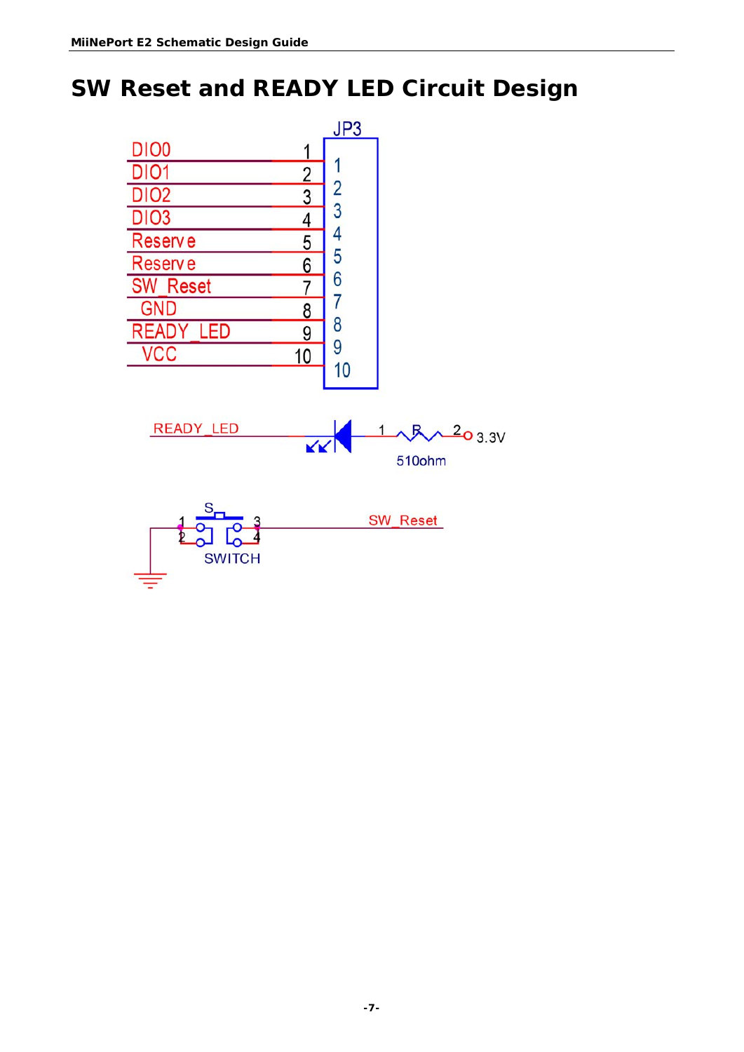# SW Reset and READY LED Circuit Design

JP3

| Signal | Pin |
| --- | --- |
| DIO0 | 1 |
| DIO1 | 2 |
| DIO2 | 3 |
| DIO3 | 4 |
| Reserve | 5 |
| Reserve | 6 |
| SW_Reset | 7 |
| GND | 8 |
| READY_LED | 9 |
| VCC | 10 |

READY_LED — 1 R 2 — 3.3V

510ohm

S

SWITCH

SW_Reset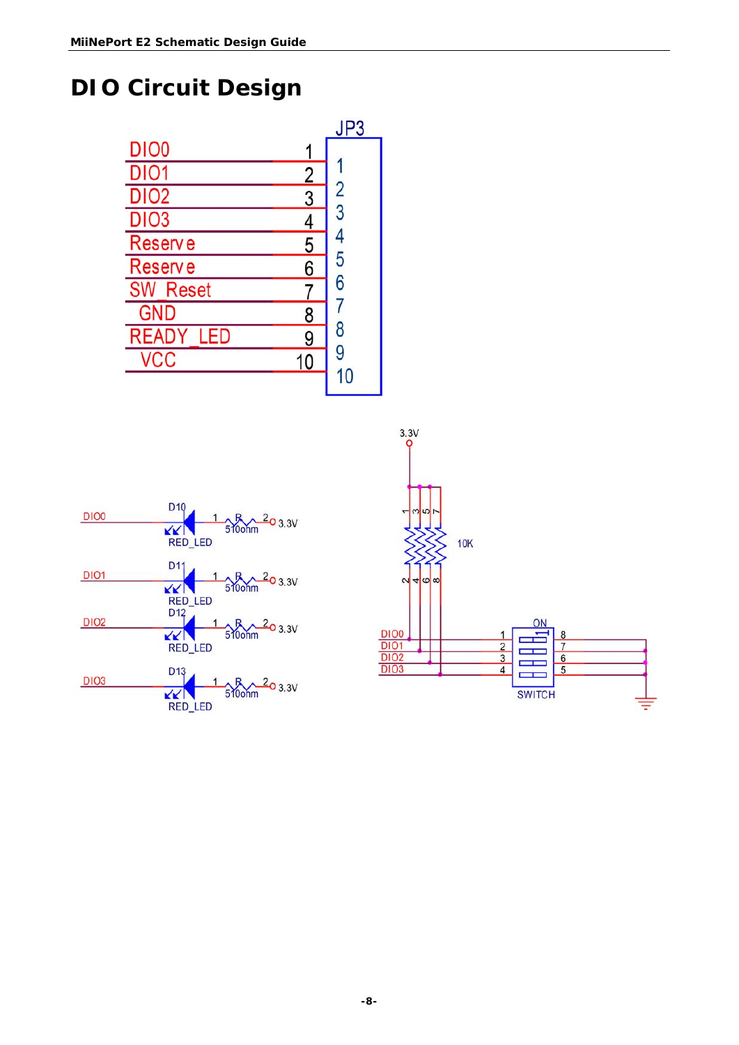# DIO Circuit Design

JP3

| Signal | Pin |
| --- | --- |
| DIO0 | 1 |
| DIO1 | 2 |
| DIO2 | 3 |
| DIO3 | 4 |
| Reserve | 5 |
| Reserve | 6 |
| SW_Reset | 7 |
| GND | 8 |
| READY_LED | 9 |
| VCC | 10 |

DIO0 — D10 RED_LED — R 510ohm — 3.3V

DIO1 — D11 RED_LED — R 510ohm — 3.3V

DIO2 — D12 RED_LED — R 510ohm — 3.3V

DIO3 — D13 RED_LED — R 510ohm — 3.3V

3.3V — 10K (1-2, 3-4, 5-6, 7-8) — DIO0, DIO1, DIO2, DIO3 — SWITCH (ON; 1-8, 2-7, 3-6, 4-5) — GND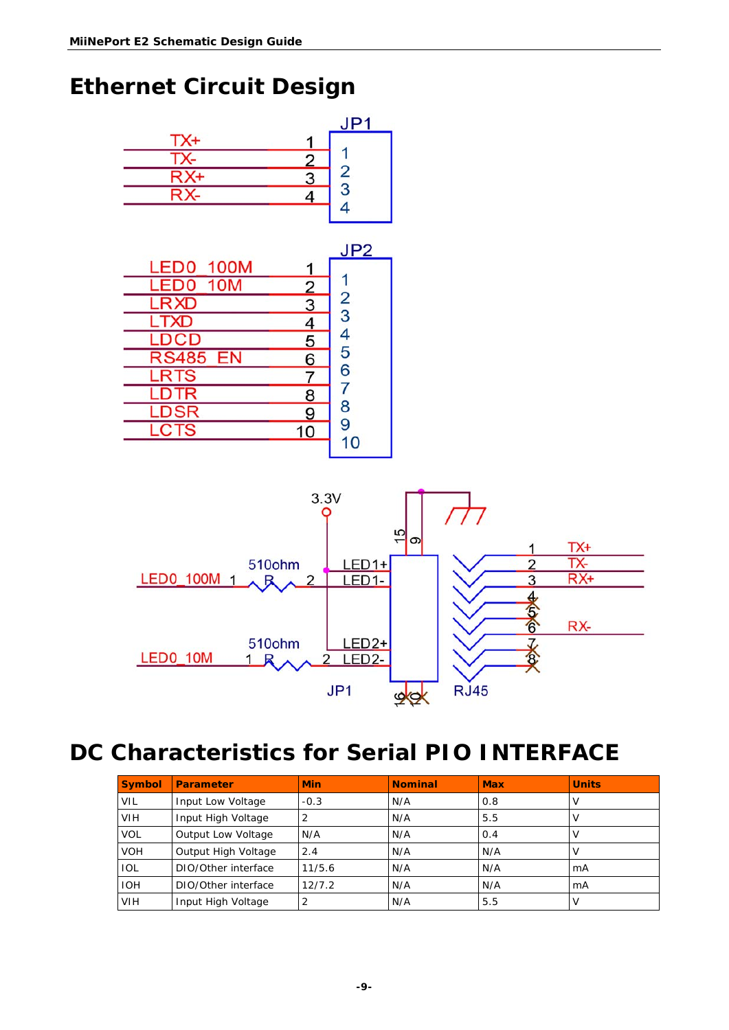# Ethernet Circuit Design

JP1

TX+ 1
TX- 2
RX+ 3
RX- 4

JP2

LEDO_100M 1
LEDO_10M 2
LRXD 3
LTXD 4
LDCD 5
RS485_EN 6
LRTS 7
LDTR 8
LDSR 9
LCTS 10

3.3V

510ohm

LED0_100M 1 R 2 LED1+ LED1-

510ohm

LED0_10M 1 R 2 LED2+ LED2-

15 9

16 10

JP1

RJ45

1 TX+
2 TX-
3 RX+
4
5
6 RX-
7
8

# DC Characteristics for Serial PIO INTERFACE

| Symbol | Parameter | Min | Nominal | Max | Units |
|---|---|---|---|---|---|
| VIL | Input Low Voltage | -0.3 | N/A | 0.8 | V |
| VIH | Input High Voltage | 2 | N/A | 5.5 | V |
| VOL | Output Low Voltage | N/A | N/A | 0.4 | V |
| VOH | Output High Voltage | 2.4 | N/A | N/A | V |
| IOL | DIO/Other interface | 11/5.6 | N/A | N/A | mA |
| IOH | DIO/Other interface | 12/7.2 | N/A | N/A | mA |
| VIH | Input High Voltage | 2 | N/A | 5.5 | V |